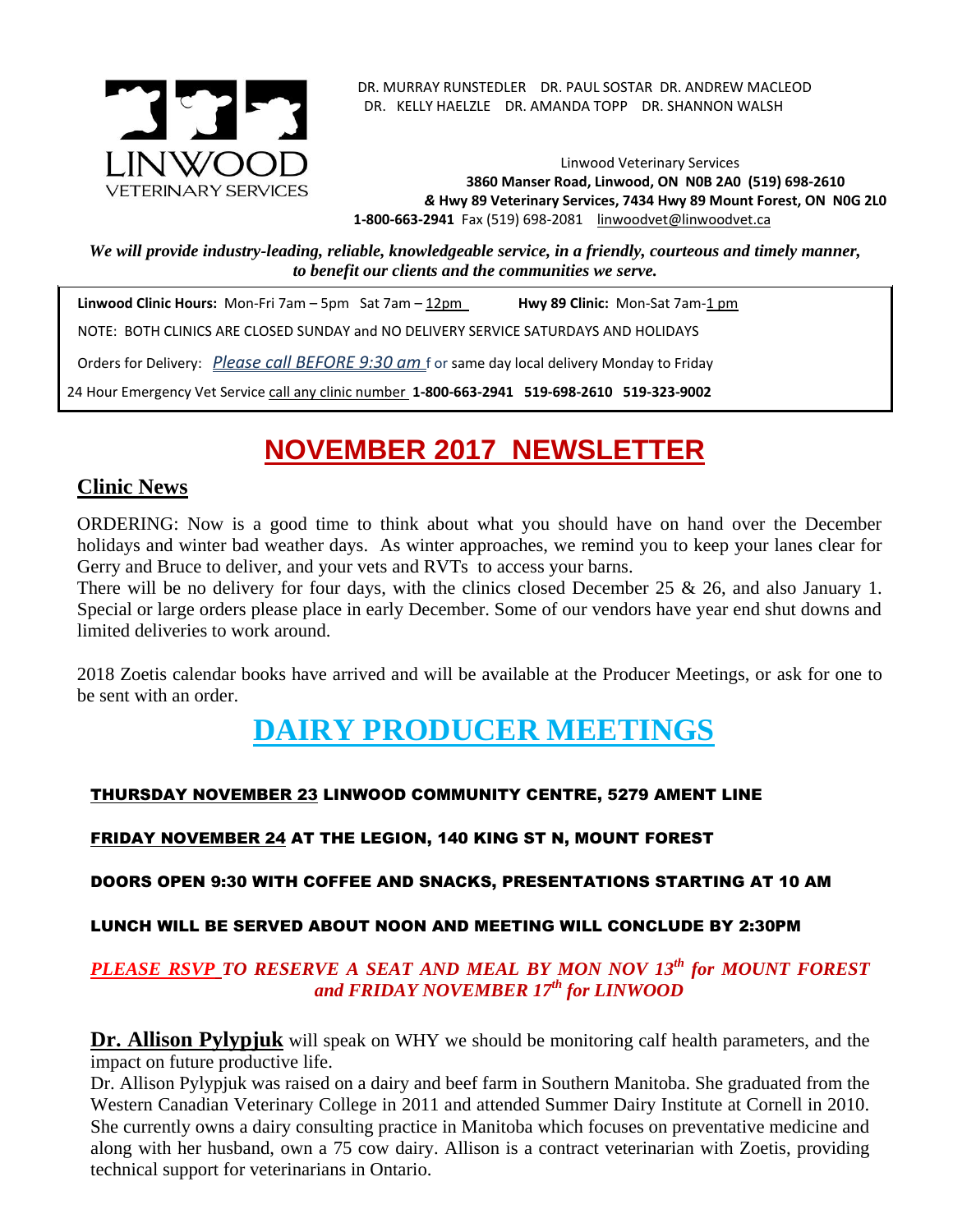LINWOOD
VETERINARY SERVICES

DR. MURRAY RUNSTEDLER DR. PAUL SOSTAR DR. ANDREW MACLEOD
DR. KELLY HAELZLE DR. AMANDA TOPP DR. SHANNON WALSH

Linwood Veterinary Services
**3860 Manser Road, Linwood, ON N0B 2A0 (519) 698-2610**
**& Hwy 89 Veterinary Services, 7434 Hwy 89 Mount Forest, ON N0G 2L0**
**1-800-663-2941** Fax (519) 698-2081 linwoodvet@linwoodvet.ca

***We will provide industry-leading, reliable, knowledgeable service, in a friendly, courteous and timely manner, to benefit our clients and the communities we serve.***

**Linwood Clinic Hours:** Mon-Fri 7am – 5pm Sat 7am – 12pm **Hwy 89 Clinic:** Mon-Sat 7am-1 pm

NOTE: BOTH CLINICS ARE CLOSED SUNDAY and NO DELIVERY SERVICE SATURDAYS AND HOLIDAYS

Orders for Delivery: *Please call BEFORE 9:30 am* for same day local delivery Monday to Friday

24 Hour Emergency Vet Service call any clinic number **1-800-663-2941 519-698-2610 519-323-9002**

# NOVEMBER 2017 NEWSLETTER

## Clinic News

ORDERING: Now is a good time to think about what you should have on hand over the December holidays and winter bad weather days. As winter approaches, we remind you to keep your lanes clear for Gerry and Bruce to deliver, and your vets and RVTs to access your barns.
There will be no delivery for four days, with the clinics closed December 25 & 26, and also January 1. Special or large orders please place in early December. Some of our vendors have year end shut downs and limited deliveries to work around.

2018 Zoetis calendar books have arrived and will be available at the Producer Meetings, or ask for one to be sent with an order.

# DAIRY PRODUCER MEETINGS

**THURSDAY NOVEMBER 23 LINWOOD COMMUNITY CENTRE, 5279 AMENT LINE**

**FRIDAY NOVEMBER 24 AT THE LEGION, 140 KING ST N, MOUNT FOREST**

**DOORS OPEN 9:30 WITH COFFEE AND SNACKS, PRESENTATIONS STARTING AT 10 AM**

**LUNCH WILL BE SERVED ABOUT NOON AND MEETING WILL CONCLUDE BY 2:30PM**

***PLEASE RSVP TO RESERVE A SEAT AND MEAL BY MON NOV 13th for MOUNT FOREST and FRIDAY NOVEMBER 17th for LINWOOD***

**Dr. Allison Pylypjuk** will speak on WHY we should be monitoring calf health parameters, and the impact on future productive life.
Dr. Allison Pylypjuk was raised on a dairy and beef farm in Southern Manitoba. She graduated from the Western Canadian Veterinary College in 2011 and attended Summer Dairy Institute at Cornell in 2010. She currently owns a dairy consulting practice in Manitoba which focuses on preventative medicine and along with her husband, own a 75 cow dairy. Allison is a contract veterinarian with Zoetis, providing technical support for veterinarians in Ontario.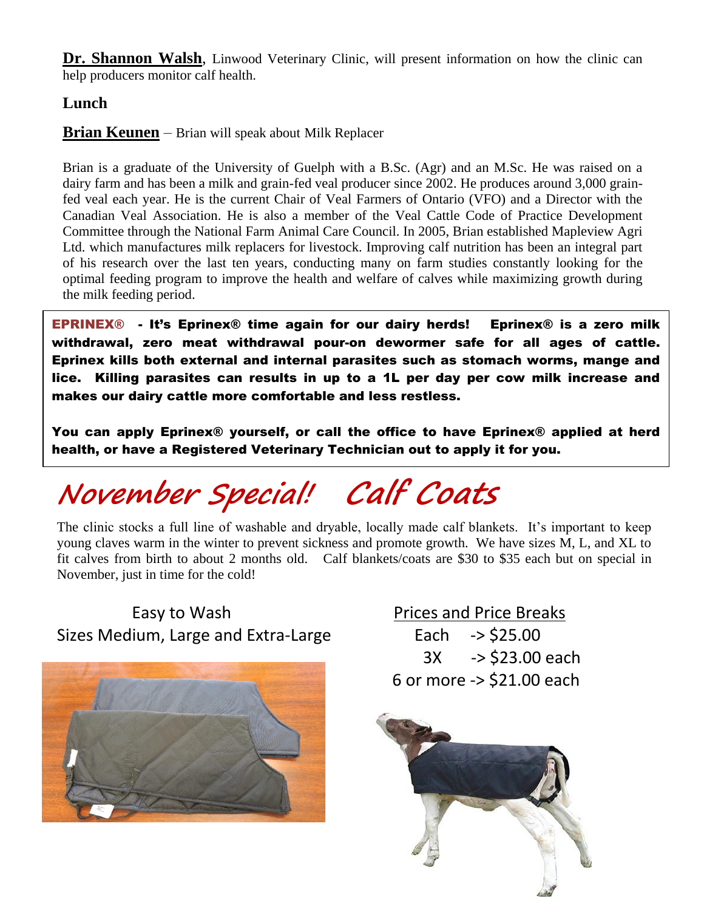**Dr. Shannon Walsh**, Linwood Veterinary Clinic, will present information on how the clinic can help producers monitor calf health.

**Lunch**

**Brian Keunen** – Brian will speak about Milk Replacer

Brian is a graduate of the University of Guelph with a B.Sc. (Agr) and an M.Sc. He was raised on a dairy farm and has been a milk and grain-fed veal producer since 2002. He produces around 3,000 grain-fed veal each year. He is the current Chair of Veal Farmers of Ontario (VFO) and a Director with the Canadian Veal Association. He is also a member of the Veal Cattle Code of Practice Development Committee through the National Farm Animal Care Council. In 2005, Brian established Mapleview Agri Ltd. which manufactures milk replacers for livestock. Improving calf nutrition has been an integral part of his research over the last ten years, conducting many on farm studies constantly looking for the optimal feeding program to improve the health and welfare of calves while maximizing growth during the milk feeding period.

**EPRINEX® - It's Eprinex® time again for our dairy herds! Eprinex® is a zero milk withdrawal, zero meat withdrawal pour-on dewormer safe for all ages of cattle. Eprinex kills both external and internal parasites such as stomach worms, mange and lice. Killing parasites can results in up to a 1L per day per cow milk increase and makes our dairy cattle more comfortable and less restless.**

**You can apply Eprinex® yourself, or call the office to have Eprinex® applied at herd health, or have a Registered Veterinary Technician out to apply it for you.**

# *November Special! Calf Coats*

The clinic stocks a full line of washable and dryable, locally made calf blankets. It's important to keep young claves warm in the winter to prevent sickness and promote growth. We have sizes M, L, and XL to fit calves from birth to about 2 months old. Calf blankets/coats are $30 to $35 each but on special in November, just in time for the cold!

Easy to Wash
Sizes Medium, Large and Extra-Large

Prices and Price Breaks

Each -> $25.00
3X -> $23.00 each
6 or more -> $21.00 each